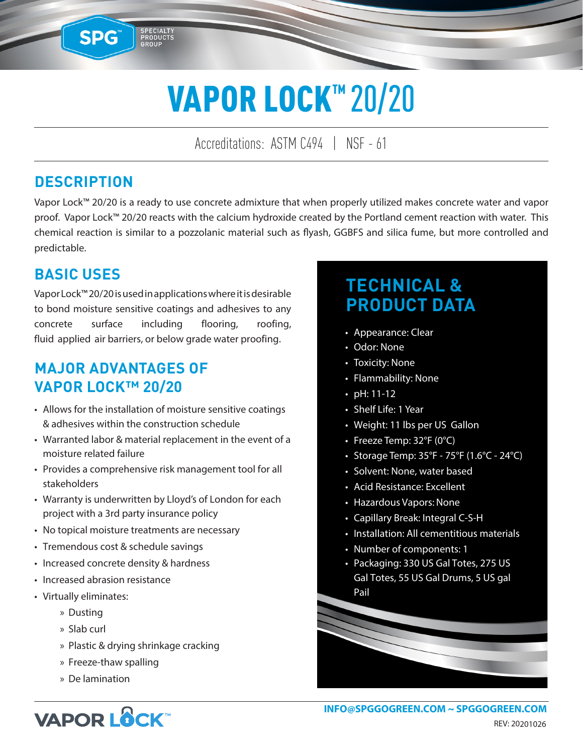# VAPOR LOCK™ 20/20

Accreditations: ASTM C494 | NSF - 61

## DESCRIPTION

Vapor Lock™ 20/20 is a ready to use concrete admixture that when properly utilized makes concrete water and vapor proof. Vapor Lock™ 20/20 reacts with the calcium hydroxide created by the Portland cement reaction with water. This chemical reaction is similar to a pozzolanic material such as flyash, GGBFS and silica fume, but more controlled and predictable.

## BASIC USES

Vapor Lock™ 20/20 is used in applications where it is desirable to bond moisture sensitive coatings and adhesives to any concrete surface including flooring, roofing, fluid applied air barriers, or below grade water proofing.

## MAJOR ADVANTAGES OF VAPOR LOCK™ 20/20

- Allows for the installation of moisture sensitive coatings & adhesives within the construction schedule
- Warranted labor & material replacement in the event of a moisture related failure
- Provides a comprehensive risk management tool for all stakeholders
- Warranty is underwritten by Lloyd's of London for each project with a 3rd party insurance policy
- No topical moisture treatments are necessary
- Tremendous cost & schedule savings
- Increased concrete density & hardness
- Increased abrasion resistance
- Virtually eliminates:
  - Dusting
  - Slab curl
  - Plastic & drying shrinkage cracking
  - Freeze-thaw spalling
  - De lamination

## TECHNICAL & PRODUCT DATA

- Appearance: Clear
- Odor: None
- Toxicity: None
- Flammability: None
- pH: 11-12
- Shelf Life: 1 Year
- Weight: 11 lbs per US Gallon
- Freeze Temp: 32°F (0°C)
- Storage Temp: 35°F - 75°F (1.6°C - 24°C)
- Solvent: None, water based
- Acid Resistance: Excellent
- Hazardous Vapors: None
- Capillary Break: Integral C-S-H
- Installation: All cementitious materials
- Number of components: 1
- Packaging: 330 US Gal Totes, 275 US Gal Totes, 55 US Gal Drums, 5 US gal Pail

INFO@SPGGOGREEN.COM ~ SPGGOGREEN.COM

REV: 20201026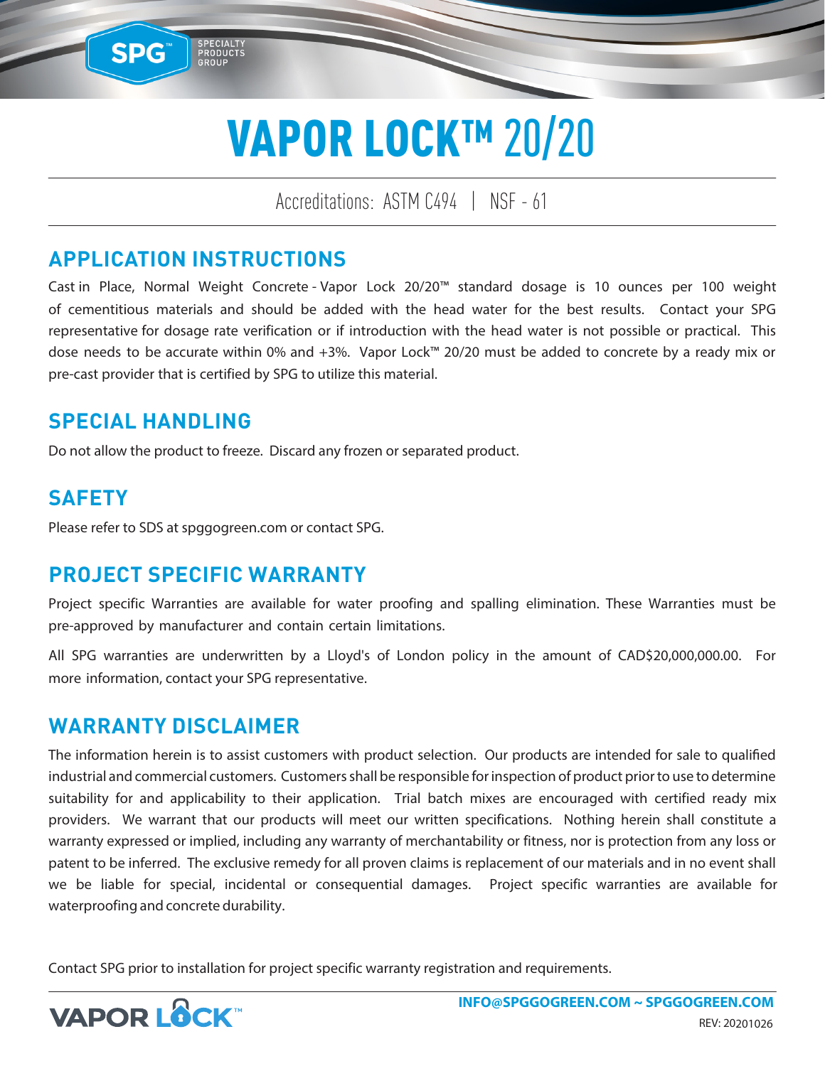# VAPOR LOCK™ 20/20

Accreditations: ASTM C494 | NSF - 61

## APPLICATION INSTRUCTIONS

Cast in Place, Normal Weight Concrete - Vapor Lock 20/20™ standard dosage is 10 ounces per 100 weight of cementitious materials and should be added with the head water for the best results. Contact your SPG representative for dosage rate verification or if introduction with the head water is not possible or practical. This dose needs to be accurate within 0% and +3%. Vapor Lock™ 20/20 must be added to concrete by a ready mix or pre-cast provider that is certified by SPG to utilize this material.

## SPECIAL HANDLING

Do not allow the product to freeze. Discard any frozen or separated product.

## SAFETY

Please refer to SDS at spggogreen.com or contact SPG.

## PROJECT SPECIFIC WARRANTY

Project specific Warranties are available for water proofing and spalling elimination. These Warranties must be pre-approved by manufacturer and contain certain limitations.

All SPG warranties are underwritten by a Lloyd's of London policy in the amount of CAD$20,000,000.00. For more information, contact your SPG representative.

## WARRANTY DISCLAIMER

The information herein is to assist customers with product selection. Our products are intended for sale to qualified industrial and commercial customers. Customers shall be responsible for inspection of product prior to use to determine suitability for and applicability to their application. Trial batch mixes are encouraged with certified ready mix providers. We warrant that our products will meet our written specifications. Nothing herein shall constitute a warranty expressed or implied, including any warranty of merchantability or fitness, nor is protection from any loss or patent to be inferred. The exclusive remedy for all proven claims is replacement of our materials and in no event shall we be liable for special, incidental or consequential damages. Project specific warranties are available for waterproofing and concrete durability.

Contact SPG prior to installation for project specific warranty registration and requirements.

**INFO@SPGGOGREEN.COM ~ SPGGOGREEN.COM**

REV: 20201026